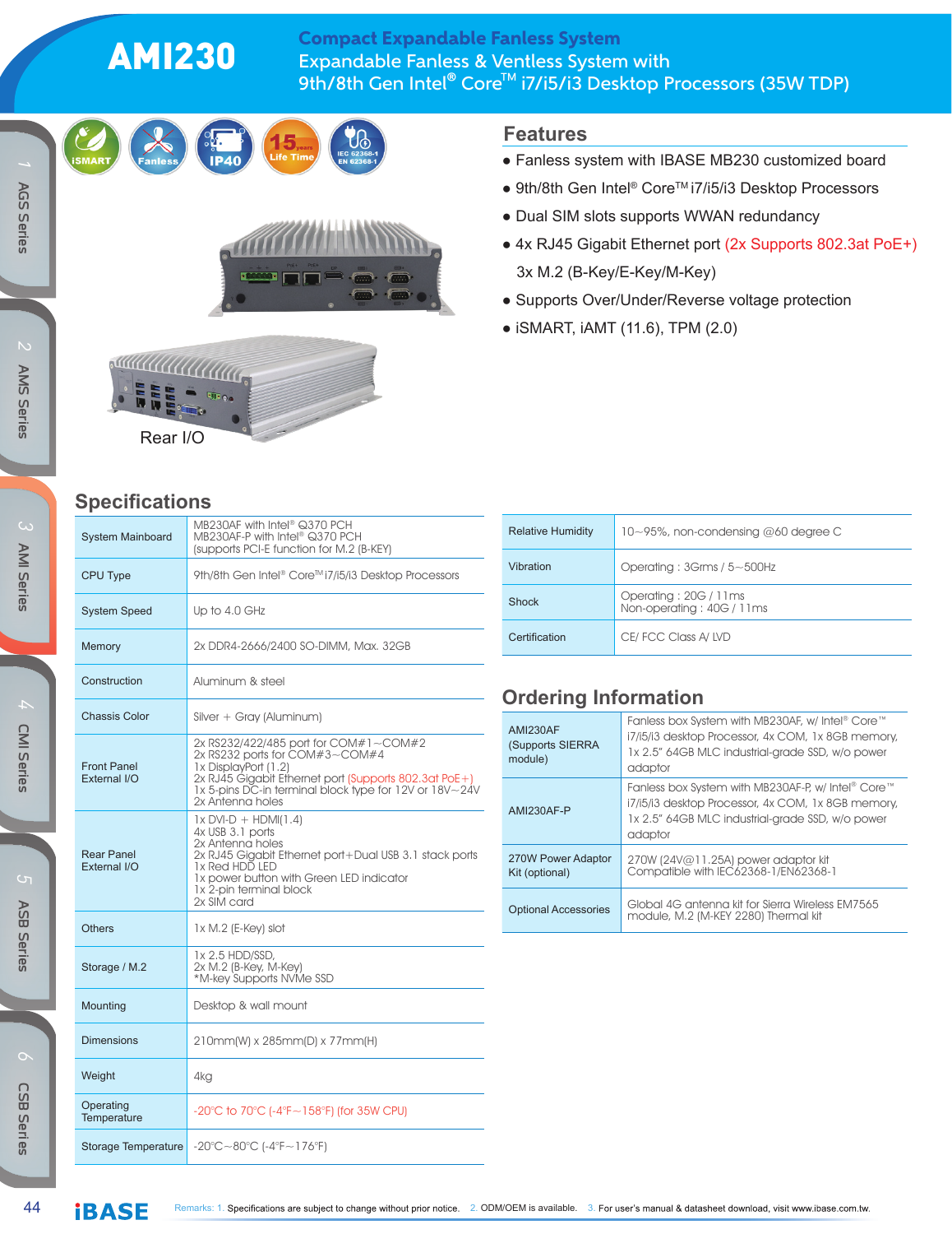# AMI230

## Compact Expandable Fanless System

Expandable Fanless & Ventless System with 9th/8th Gen Intel® Core™ i7/i5/i3 Desktop Processors (35W TDP)

Rear I/O

## Features

- Fanless system with IBASE MB230 customized board
- 9th/8th Gen Intel® Core™ i7/i5/i3 Desktop Processors
- Dual SIM slots supports WWAN redundancy
- 4x RJ45 Gigabit Ethernet port (2x Supports 802.3at PoE+) 3x M.2 (B-Key/E-Key/M-Key)
- Supports Over/Under/Reverse voltage protection
- iSMART, iAMT (11.6), TPM (2.0)

## Specifications

| | |
|---|---|
| System Mainboard | MB230AF with Intel® Q370 PCH<br>MB230AF-P with Intel® Q370 PCH<br>(supports PCI-E function for M.2 (B-KEY) |
| CPU Type | 9th/8th Gen Intel® Core™ i7/i5/i3 Desktop Processors |
| System Speed | Up to 4.0 GHz |
| Memory | 2x DDR4-2666/2400 SO-DIMM, Max. 32GB |
| Construction | Aluminum & steel |
| Chassis Color | Silver + Gray (Aluminum) |
| Front Panel External I/O | 2x RS232/422/485 port for COM#1~COM#2<br>2x RS232 ports for COM#3~COM#4<br>1x DisplayPort (1.2)<br>2x RJ45 Gigabit Ethernet port (Supports 802.3at PoE+)<br>1x 5-pins DC-in terminal block type for 12V or 18V~24V<br>2x Antenna holes |
| Rear Panel External I/O | 1x DVI-D + HDMI(1.4)<br>4x USB 3.1 ports<br>2x Antenna holes<br>2x RJ45 Gigabit Ethernet port+Dual USB 3.1 stack ports<br>1x Red HDD LED<br>1x power button with Green LED indicator<br>1x 2-pin terminal block<br>2x SIM card |
| Others | 1x M.2 (E-Key) slot |
| Storage / M.2 | 1x 2.5 HDD/SSD,<br>2x M.2 (B-Key, M-Key)<br>*M-key Supports NVMe SSD |
| Mounting | Desktop & wall mount |
| Dimensions | 210mm(W) x 285mm(D) x 77mm(H) |
| Weight | 4kg |
| Operating Temperature | -20°C to 70°C (-4°F~158°F) (for 35W CPU) |
| Storage Temperature | -20°C~80°C (-4°F~176°F) |
| Relative Humidity | 10~95%, non-condensing @60 degree C |
| Vibration | Operating : 3Grms / 5~500Hz |
| Shock | Operating : 20G / 11ms<br>Non-operating : 40G / 11ms |
| Certification | CE/ FCC Class A/ LVD |

## Ordering Information

| | |
|---|---|
| AMI230AF (Supports SIERRA module) | Fanless box System with MB230AF, w/ Intel® Core™ i7/i5/i3 desktop Processor, 4x COM, 1x 8GB memory, 1x 2.5" 64GB MLC industrial-grade SSD, w/o power adaptor |
| AMI230AF-P | Fanless box System with MB230AF-P, w/ Intel® Core™ i7/i5/i3 desktop Processor, 4x COM, 1x 8GB memory, 1x 2.5" 64GB MLC industrial-grade SSD, w/o power adaptor |
| 270W Power Adaptor Kit (optional) | 270W (24V@11.25A) power adaptor kit<br>Compatible with IEC62368-1/EN62368-1 |
| Optional Accessories | Global 4G antenna kit for Sierra Wireless EM7565 module, M.2 (M-KEY 2280) Thermal kit |

Remarks: 1. Specifications are subject to change without prior notice. 2. ODM/OEM is available. 3. For user's manual & datasheet download, visit www.ibase.com.tw.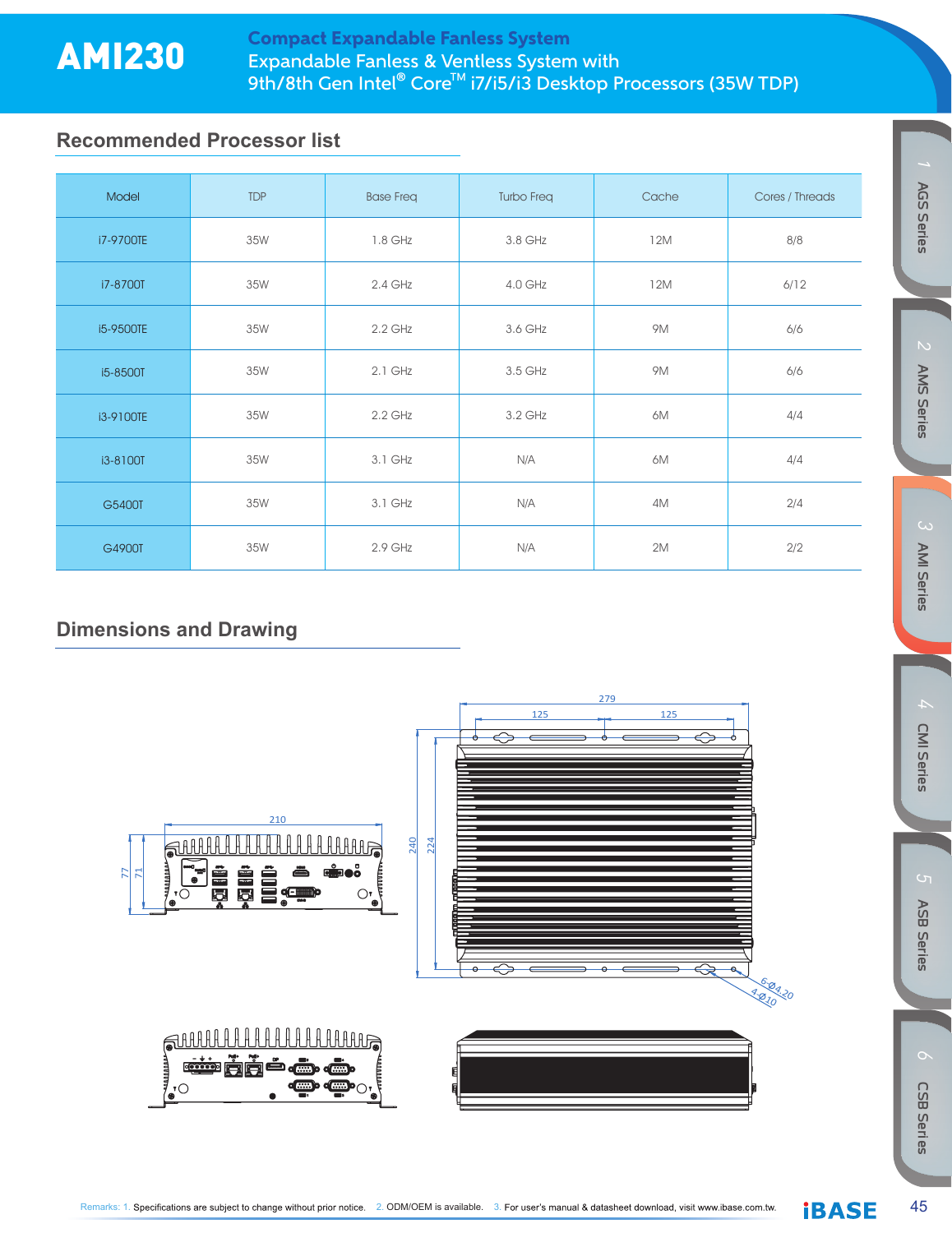# AMI230

**Compact Expandable Fanless System**

Expandable Fanless & Ventless System with
9th/8th Gen Intel® Core™ i7/i5/i3 Desktop Processors (35W TDP)

## Recommended Processor list

| Model | TDP | Base Freq | Turbo Freq | Cache | Cores / Threads |
| --- | --- | --- | --- | --- | --- |
| i7-9700TE | 35W | 1.8 GHz | 3.8 GHz | 12M | 8/8 |
| i7-8700T | 35W | 2.4 GHz | 4.0 GHz | 12M | 6/12 |
| i5-9500TE | 35W | 2.2 GHz | 3.6 GHz | 9M | 6/6 |
| i5-8500T | 35W | 2.1 GHz | 3.5 GHz | 9M | 6/6 |
| i3-9100TE | 35W | 2.2 GHz | 3.2 GHz | 6M | 4/4 |
| i3-8100T | 35W | 3.1 GHz | N/A | 6M | 4/4 |
| G5400T | 35W | 3.1 GHz | N/A | 4M | 2/4 |
| G4900T | 35W | 2.9 GHz | N/A | 2M | 2/2 |

## Dimensions and Drawing

210
77
71
279
125
125
240
224
6-Ø4.20
4-Ø10

Remarks: 1. Specifications are subject to change without prior notice. 2. ODM/OEM is available. 3. For user's manual & datasheet download, visit www.ibase.com.tw.